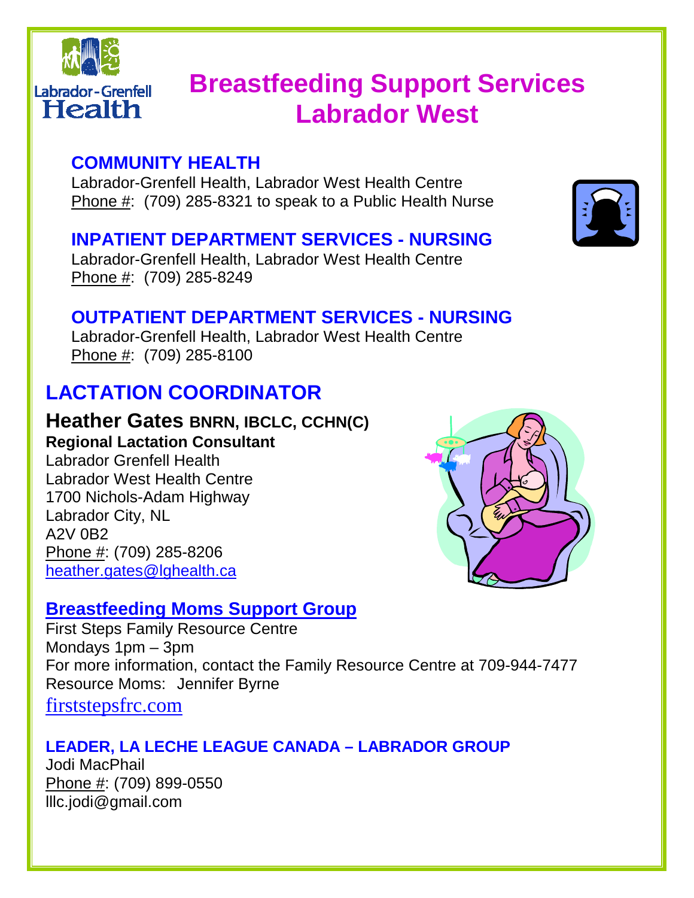Labrador-Grenfell Health

# Breastfeeding Support Services Labrador West

### COMMUNITY HEALTH

Labrador-Grenfell Health, Labrador West Health Centre
Phone #: (709) 285-8321 to speak to a Public Health Nurse

### INPATIENT DEPARTMENT SERVICES - NURSING

Labrador-Grenfell Health, Labrador West Health Centre
Phone #: (709) 285-8249

### OUTPATIENT DEPARTMENT SERVICES - NURSING

Labrador-Grenfell Health, Labrador West Health Centre
Phone #: (709) 285-8100

## LACTATION COORDINATOR

**Heather Gates BNRN, IBCLC, CCHN(C)**
**Regional Lactation Consultant**
Labrador Grenfell Health
Labrador West Health Centre
1700 Nichols-Adam Highway
Labrador City, NL
A2V 0B2
Phone #: (709) 285-8206
heather.gates@lghealth.ca

### Breastfeeding Moms Support Group

First Steps Family Resource Centre
Mondays 1pm – 3pm
For more information, contact the Family Resource Centre at 709-944-7477
Resource Moms: Jennifer Byrne
firststepsfrc.com

### LEADER, LA LECHE LEAGUE CANADA – LABRADOR GROUP

Jodi MacPhail
Phone #: (709) 899-0550
lllc.jodi@gmail.com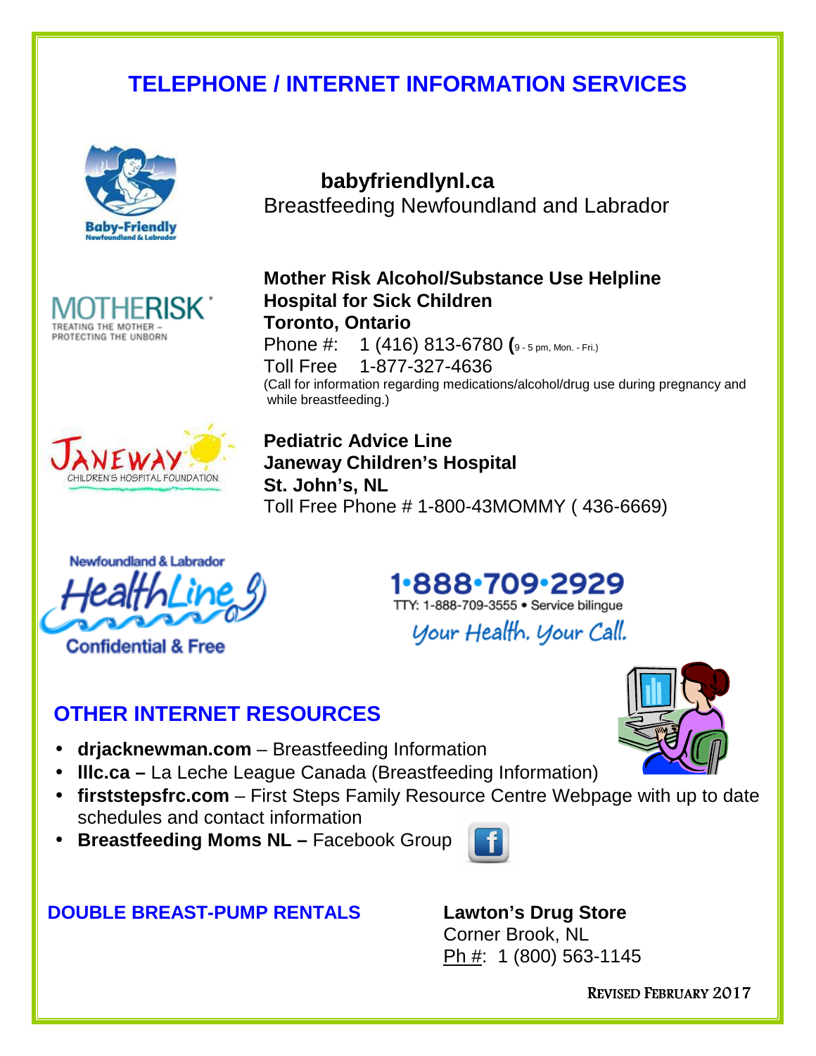# TELEPHONE / INTERNET INFORMATION SERVICES

Baby-Friendly Newfoundland & Labrador

**babyfriendlynl.ca**
Breastfeeding Newfoundland and Labrador

MOTHERISK
TREATING THE MOTHER – PROTECTING THE UNBORN

**Mother Risk Alcohol/Substance Use Helpline**
**Hospital for Sick Children**
**Toronto, Ontario**
Phone #: 1 (416) 813-6780 (9 - 5 pm, Mon. - Fri.)
Toll Free 1-877-327-4636
(Call for information regarding medications/alcohol/drug use during pregnancy and while breastfeeding.)

JANEWAY CHILDREN'S HOSPITAL FOUNDATION

**Pediatric Advice Line**
**Janeway Children's Hospital**
**St. John's, NL**
Toll Free Phone # 1-800-43MOMMY ( 436-6669)

Newfoundland & Labrador HealthLine
Confidential & Free

1·888·709·2929
TTY: 1-888-709-3555 • Service bilingue
Your Health. Your Call.

## OTHER INTERNET RESOURCES

- **drjacknewman.com** – Breastfeeding Information
- **lllc.ca –** La Leche League Canada (Breastfeeding Information)
- **firststepsfrc.com** – First Steps Family Resource Centre Webpage with up to date schedules and contact information
- **Breastfeeding Moms NL –** Facebook Group

## DOUBLE BREAST-PUMP RENTALS

**Lawton's Drug Store**
Corner Brook, NL
Ph #: 1 (800) 563-1145

REVISED FEBRUARY 2017